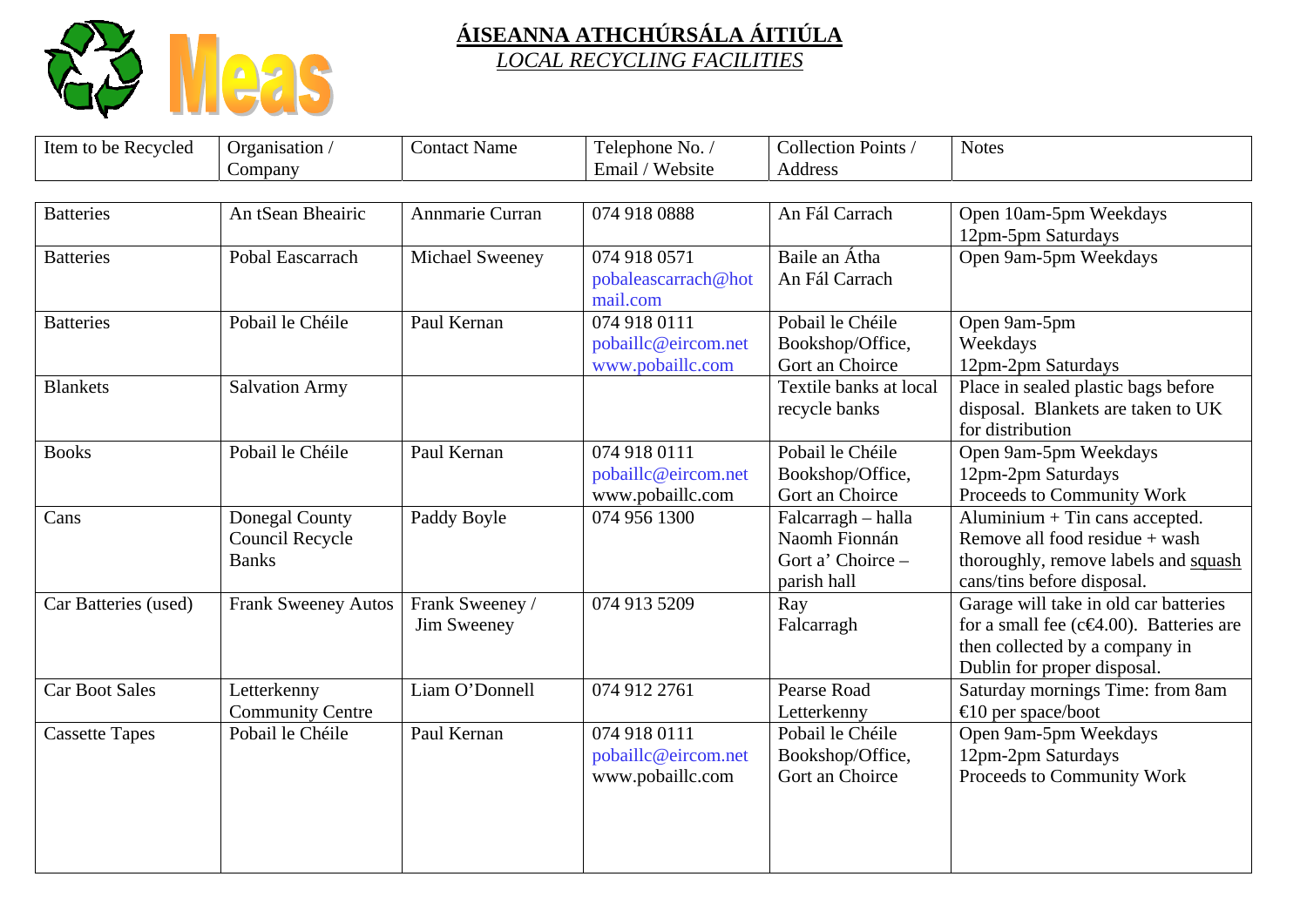Meas

# ÁISEANNA ATHCHÚRSÁLA ÁITIÚLA

## *LOCAL RECYCLING FACILITIES*

| Item to be Recycled | Organisation / Company | Contact Name | Telephone No. / Email / Website | Collection Points / Address | Notes |
|---|---|---|---|---|---|
| Batteries | An tSean Bheairic | Annmarie Curran | 074 918 0888 | An Fál Carrach | Open 10am-5pm Weekdays 12pm-5pm Saturdays |
| Batteries | Pobal Eascarrach | Michael Sweeney | 074 918 0571 pobaleascarrach@hotmail.com | Baile an Átha An Fál Carrach | Open 9am-5pm Weekdays |
| Batteries | Pobail le Chéile | Paul Kernan | 074 918 0111 pobaillc@eircom.net www.pobaillc.com | Pobail le Chéile Bookshop/Office, Gort an Choirce | Open 9am-5pm Weekdays 12pm-2pm Saturdays |
| Blankets | Salvation Army | | | Textile banks at local recycle banks | Place in sealed plastic bags before disposal. Blankets are taken to UK for distribution |
| Books | Pobail le Chéile | Paul Kernan | 074 918 0111 pobaillc@eircom.net www.pobaillc.com | Pobail le Chéile Bookshop/Office, Gort an Choirce | Open 9am-5pm Weekdays 12pm-2pm Saturdays Proceeds to Community Work |
| Cans | Donegal County Council Recycle Banks | Paddy Boyle | 074 956 1300 | Falcarragh – halla Naomh Fionnán Gort a' Choirce – parish hall | Aluminium + Tin cans accepted. Remove all food residue + wash thoroughly, remove labels and squash cans/tins before disposal. |
| Car Batteries (used) | Frank Sweeney Autos | Frank Sweeney / Jim Sweeney | 074 913 5209 | Ray Falcarragh | Garage will take in old car batteries for a small fee (c€4.00). Batteries are then collected by a company in Dublin for proper disposal. |
| Car Boot Sales | Letterkenny Community Centre | Liam O'Donnell | 074 912 2761 | Pearse Road Letterkenny | Saturday mornings Time: from 8am €10 per space/boot |
| Cassette Tapes | Pobail le Chéile | Paul Kernan | 074 918 0111 pobaillc@eircom.net www.pobaillc.com | Pobail le Chéile Bookshop/Office, Gort an Choirce | Open 9am-5pm Weekdays 12pm-2pm Saturdays Proceeds to Community Work |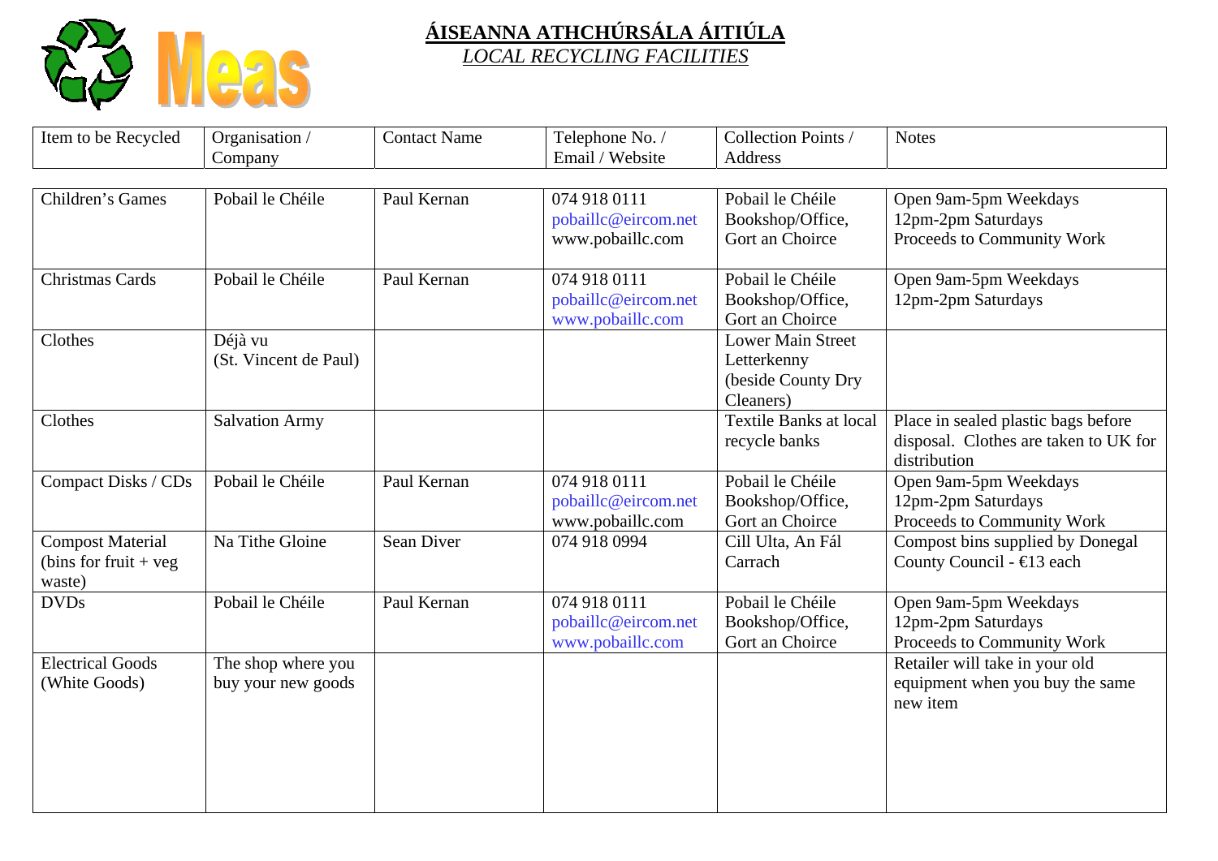# ÁISEANNA ATHCHÚRSÁLA ÁITIÚLA

*LOCAL RECYCLING FACILITIES*

| Item to be Recycled | Organisation / Company | Contact Name | Telephone No. / Email / Website | Collection Points / Address | Notes |
|---|---|---|---|---|---|
| Children's Games | Pobail le Chéile | Paul Kernan | 074 918 0111 pobaillc@eircom.net www.pobaillc.com | Pobail le Chéile Bookshop/Office, Gort an Choirce | Open 9am-5pm Weekdays 12pm-2pm Saturdays Proceeds to Community Work |
| Christmas Cards | Pobail le Chéile | Paul Kernan | 074 918 0111 pobaillc@eircom.net www.pobaillc.com | Pobail le Chéile Bookshop/Office, Gort an Choirce | Open 9am-5pm Weekdays 12pm-2pm Saturdays |
| Clothes | Déjà vu (St. Vincent de Paul) | | | Lower Main Street Letterkenny (beside County Dry Cleaners) | |
| Clothes | Salvation Army | | | Textile Banks at local recycle banks | Place in sealed plastic bags before disposal. Clothes are taken to UK for distribution |
| Compact Disks / CDs | Pobail le Chéile | Paul Kernan | 074 918 0111 pobaillc@eircom.net www.pobaillc.com | Pobail le Chéile Bookshop/Office, Gort an Choirce | Open 9am-5pm Weekdays 12pm-2pm Saturdays Proceeds to Community Work |
| Compost Material (bins for fruit + veg waste) | Na Tithe Gloine | Sean Diver | 074 918 0994 | Cill Ulta, An Fál Carrach | Compost bins supplied by Donegal County Council - €13 each |
| DVDs | Pobail le Chéile | Paul Kernan | 074 918 0111 pobaillc@eircom.net www.pobaillc.com | Pobail le Chéile Bookshop/Office, Gort an Choirce | Open 9am-5pm Weekdays 12pm-2pm Saturdays Proceeds to Community Work |
| Electrical Goods (White Goods) | The shop where you buy your new goods | | | | Retailer will take in your old equipment when you buy the same new item |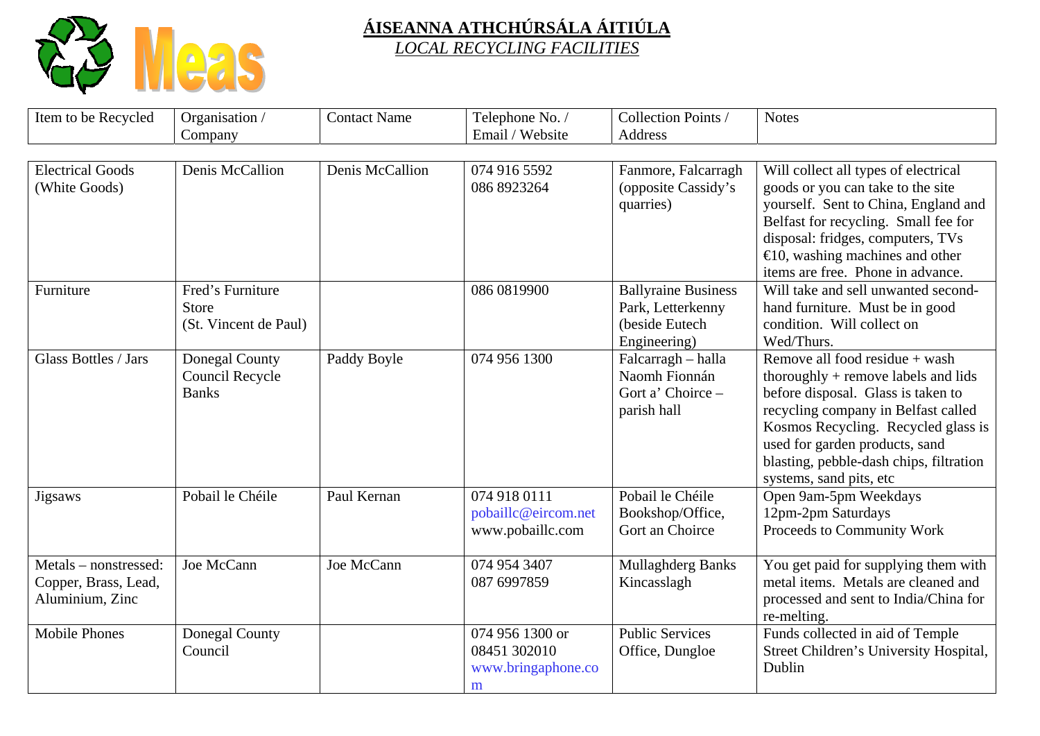# ÁISEANNA ATHCHÚRSÁLA ÁITIÚLA

*LOCAL RECYCLING FACILITIES*

| Item to be Recycled | Organisation / Company | Contact Name | Telephone No. / Email / Website | Collection Points / Address | Notes |
|---|---|---|---|---|---|
| Electrical Goods (White Goods) | Denis McCallion | Denis McCallion | 074 916 5592<br>086 8923264 | Fanmore, Falcarragh (opposite Cassidy's quarries) | Will collect all types of electrical goods or you can take to the site yourself. Sent to China, England and Belfast for recycling. Small fee for disposal: fridges, computers, TVs €10, washing machines and other items are free. Phone in advance. |
| Furniture | Fred's Furniture Store (St. Vincent de Paul) | | 086 0819900 | Ballyraine Business Park, Letterkenny (beside Eutech Engineering) | Will take and sell unwanted second-hand furniture. Must be in good condition. Will collect on Wed/Thurs. |
| Glass Bottles / Jars | Donegal County Council Recycle Banks | Paddy Boyle | 074 956 1300 | Falcarragh – halla Naomh Fionnán<br>Gort a' Choirce – parish hall | Remove all food residue + wash thoroughly + remove labels and lids before disposal. Glass is taken to recycling company in Belfast called Kosmos Recycling. Recycled glass is used for garden products, sand blasting, pebble-dash chips, filtration systems, sand pits, etc |
| Jigsaws | Pobail le Chéile | Paul Kernan | 074 918 0111<br>pobaillc@eircom.net<br>www.pobaillc.com | Pobail le Chéile Bookshop/Office, Gort an Choirce | Open 9am-5pm Weekdays<br>12pm-2pm Saturdays<br>Proceeds to Community Work |
| Metals – nonstressed: Copper, Brass, Lead, Aluminium, Zinc | Joe McCann | Joe McCann | 074 954 3407<br>087 6997859 | Mullaghderg Banks Kincasslagh | You get paid for supplying them with metal items. Metals are cleaned and processed and sent to India/China for re-melting. |
| Mobile Phones | Donegal County Council | | 074 956 1300 or 08451 302010<br>www.bringaphone.com | Public Services Office, Dungloe | Funds collected in aid of Temple Street Children's University Hospital, Dublin |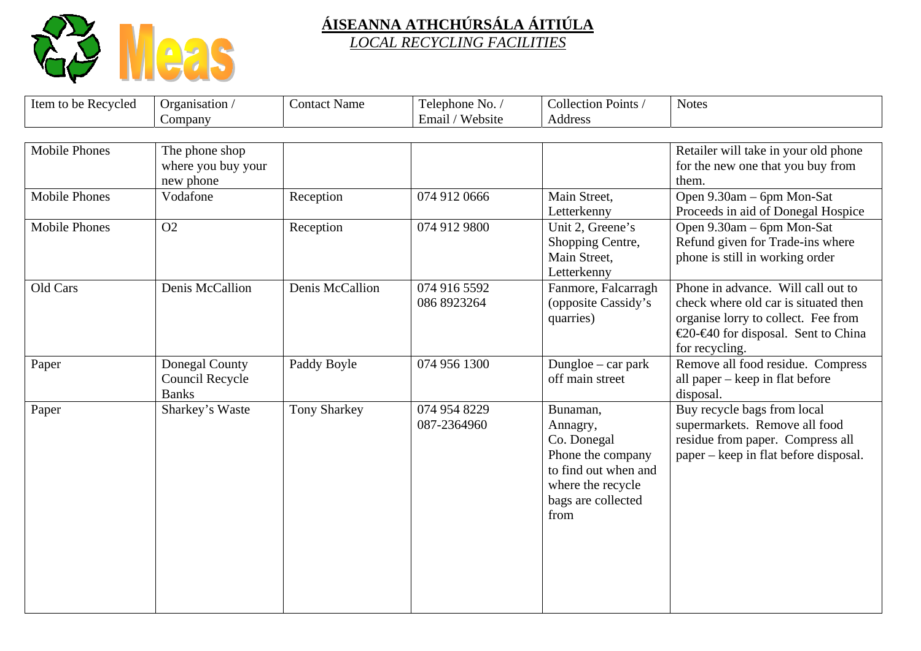# ÁISEANNA ATHCHÚRSÁLA ÁITIÚLA

*LOCAL RECYCLING FACILITIES*

| Item to be Recycled | Organisation / Company | Contact Name | Telephone No. / Email / Website | Collection Points / Address | Notes |
|---|---|---|---|---|---|
| Mobile Phones | The phone shop where you buy your new phone | | | | Retailer will take in your old phone for the new one that you buy from them. |
| Mobile Phones | Vodafone | Reception | 074 912 0666 | Main Street, Letterkenny | Open 9.30am – 6pm Mon-Sat Proceeds in aid of Donegal Hospice |
| Mobile Phones | O2 | Reception | 074 912 9800 | Unit 2, Greene's Shopping Centre, Main Street, Letterkenny | Open 9.30am – 6pm Mon-Sat Refund given for Trade-ins where phone is still in working order |
| Old Cars | Denis McCallion | Denis McCallion | 074 916 5592 086 8923264 | Fanmore, Falcarragh (opposite Cassidy's quarries) | Phone in advance. Will call out to check where old car is situated then organise lorry to collect. Fee from €20-€40 for disposal. Sent to China for recycling. |
| Paper | Donegal County Council Recycle Banks | Paddy Boyle | 074 956 1300 | Dungloe – car park off main street | Remove all food residue. Compress all paper – keep in flat before disposal. |
| Paper | Sharkey's Waste | Tony Sharkey | 074 954 8229 087-2364960 | Bunaman, Annagry, Co. Donegal Phone the company to find out when and where the recycle bags are collected from | Buy recycle bags from local supermarkets. Remove all food residue from paper. Compress all paper – keep in flat before disposal. |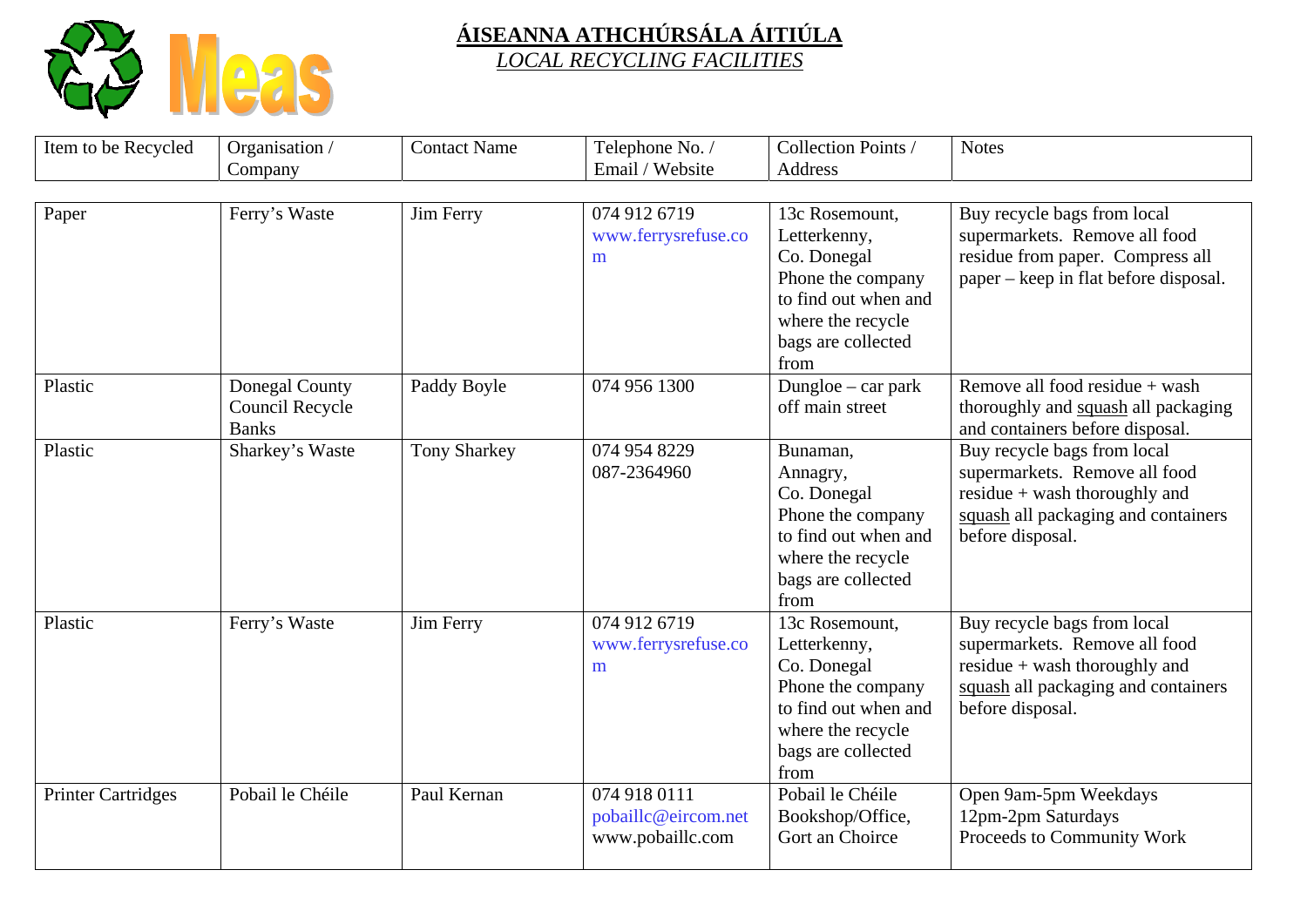# ÁISEANNA ATHCHÚRSÁLA ÁITIÚLA

*LOCAL RECYCLING FACILITIES*

| Item to be Recycled | Organisation / Company | Contact Name | Telephone No. / Email / Website | Collection Points / Address | Notes |
|---|---|---|---|---|---|
| Paper | Ferry's Waste | Jim Ferry | 074 912 6719 www.ferrysrefuse.com | 13c Rosemount, Letterkenny, Co. Donegal Phone the company to find out when and where the recycle bags are collected from | Buy recycle bags from local supermarkets. Remove all food residue from paper. Compress all paper – keep in flat before disposal. |
| Plastic | Donegal County Council Recycle Banks | Paddy Boyle | 074 956 1300 | Dungloe – car park off main street | Remove all food residue + wash thoroughly and squash all packaging and containers before disposal. |
| Plastic | Sharkey's Waste | Tony Sharkey | 074 954 8229 087-2364960 | Bunaman, Annagry, Co. Donegal Phone the company to find out when and where the recycle bags are collected from | Buy recycle bags from local supermarkets. Remove all food residue + wash thoroughly and squash all packaging and containers before disposal. |
| Plastic | Ferry's Waste | Jim Ferry | 074 912 6719 www.ferrysrefuse.com | 13c Rosemount, Letterkenny, Co. Donegal Phone the company to find out when and where the recycle bags are collected from | Buy recycle bags from local supermarkets. Remove all food residue + wash thoroughly and squash all packaging and containers before disposal. |
| Printer Cartridges | Pobail le Chéile | Paul Kernan | 074 918 0111 pobaillc@eircom.net www.pobaillc.com | Pobail le Chéile Bookshop/Office, Gort an Choirce | Open 9am-5pm Weekdays 12pm-2pm Saturdays Proceeds to Community Work |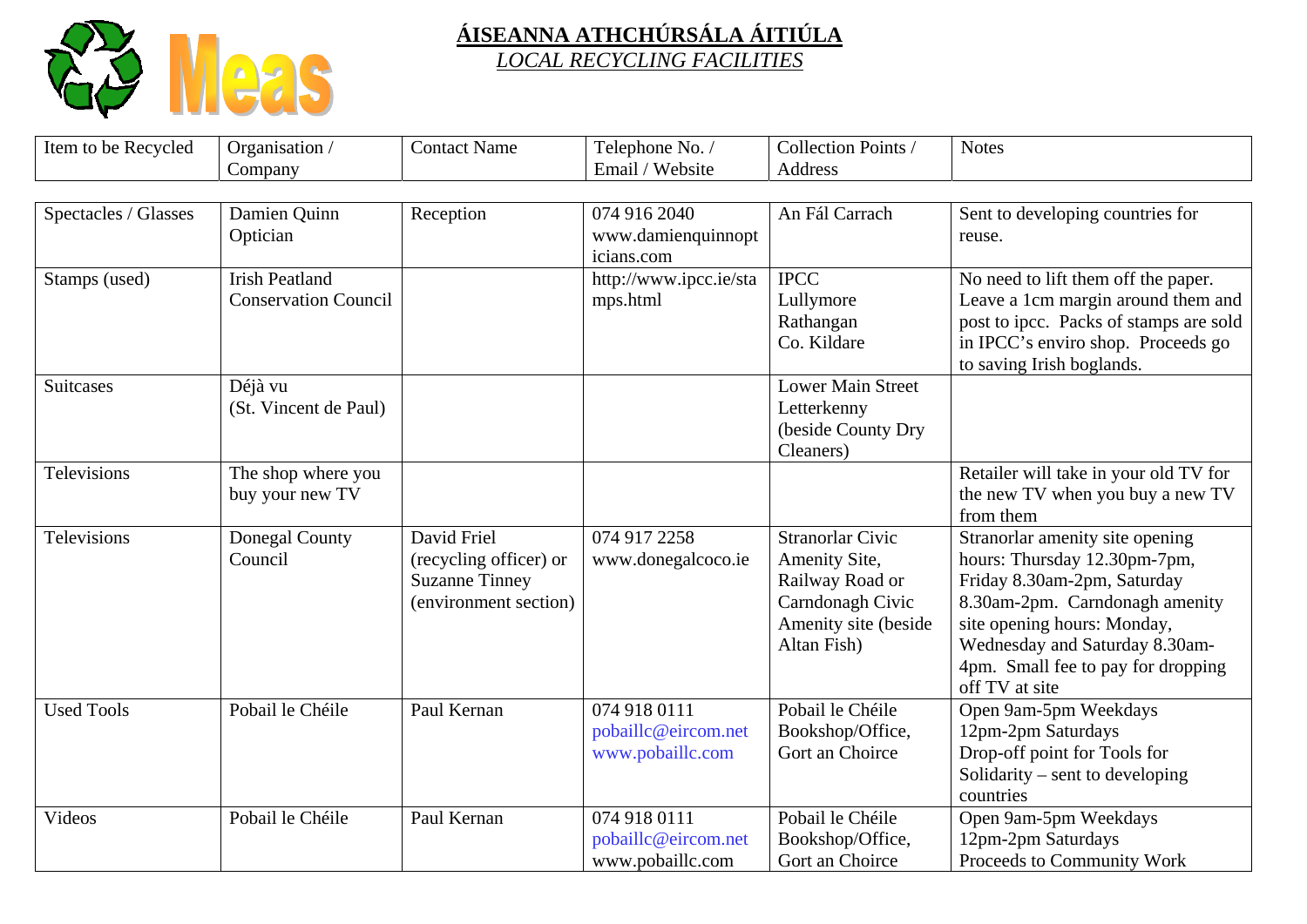## ÁISEANNA ATHCHÚRSÁLA ÁITIÚLA

*LOCAL RECYCLING FACILITIES*

| Item to be Recycled | Organisation / Company | Contact Name | Telephone No. / Email / Website | Collection Points / Address | Notes |
|---|---|---|---|---|---|
| Spectacles / Glasses | Damien Quinn Optician | Reception | 074 916 2040 www.damienquinnopticians.com | An Fál Carrach | Sent to developing countries for reuse. |
| Stamps (used) | Irish Peatland Conservation Council | | http://www.ipcc.ie/stamps.html | IPCC Lullymore Rathangan Co. Kildare | No need to lift them off the paper. Leave a 1cm margin around them and post to ipcc. Packs of stamps are sold in IPCC's enviro shop. Proceeds go to saving Irish boglands. |
| Suitcases | Déjà vu (St. Vincent de Paul) | | | Lower Main Street Letterkenny (beside County Dry Cleaners) | |
| Televisions | The shop where you buy your new TV | | | | Retailer will take in your old TV for the new TV when you buy a new TV from them |
| Televisions | Donegal County Council | David Friel (recycling officer) or Suzanne Tinney (environment section) | 074 917 2258 www.donegalcoco.ie | Stranorlar Civic Amenity Site, Railway Road or Carndonagh Civic Amenity site (beside Altan Fish) | Stranorlar amenity site opening hours: Thursday 12.30pm-7pm, Friday 8.30am-2pm, Saturday 8.30am-2pm. Carndonagh amenity site opening hours: Monday, Wednesday and Saturday 8.30am-4pm. Small fee to pay for dropping off TV at site |
| Used Tools | Pobail le Chéile | Paul Kernan | 074 918 0111 pobaillc@eircom.net www.pobaillc.com | Pobail le Chéile Bookshop/Office, Gort an Choirce | Open 9am-5pm Weekdays 12pm-2pm Saturdays Drop-off point for Tools for Solidarity – sent to developing countries |
| Videos | Pobail le Chéile | Paul Kernan | 074 918 0111 pobaillc@eircom.net www.pobaillc.com | Pobail le Chéile Bookshop/Office, Gort an Choirce | Open 9am-5pm Weekdays 12pm-2pm Saturdays Proceeds to Community Work |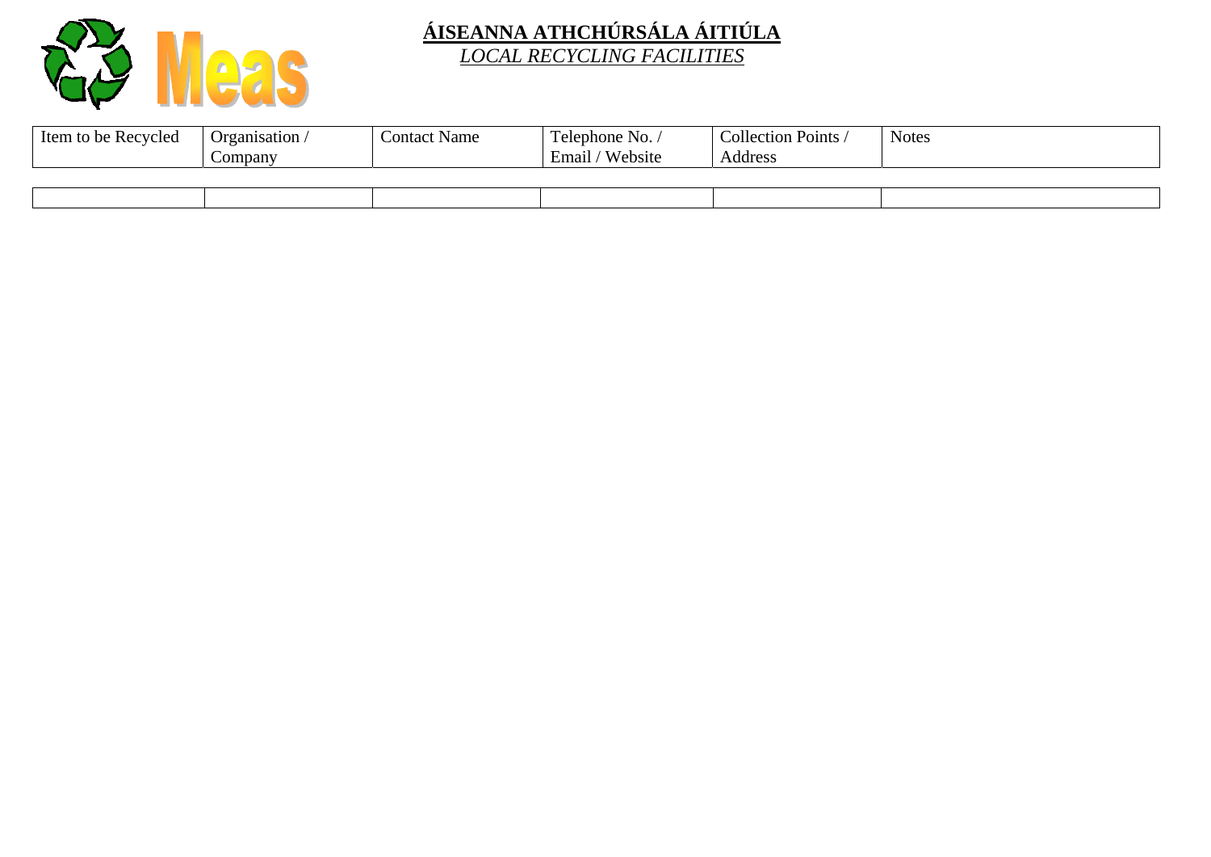# ÁISEANNA ATHCHÚRSÁLA ÁITIÚLA

## *LOCAL RECYCLING FACILITIES*

| Item to be Recycled | Organisation / Company | Contact Name | Telephone No. / Email / Website | Collection Points / Address | Notes |
|---|---|---|---|---|---|
| | | | | | |